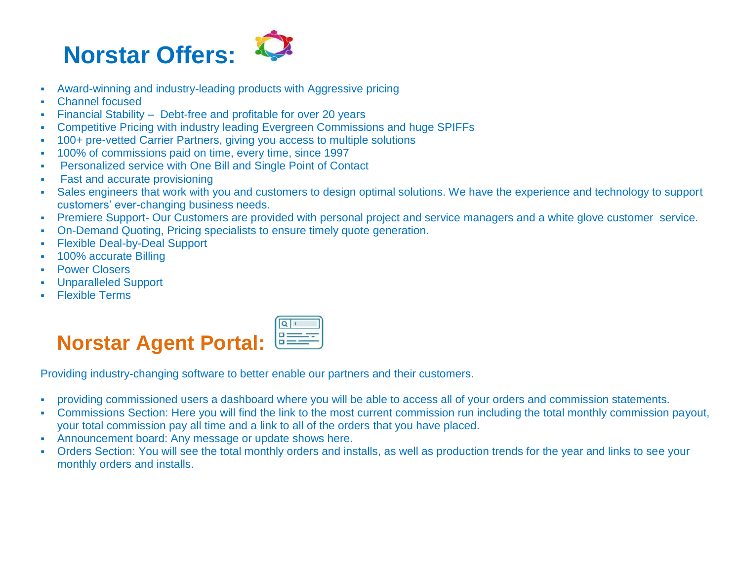# Norstar Offers:

- Award-winning and industry-leading products with Aggressive pricing
- Channel focused
- Financial Stability – Debt-free and profitable for over 20 years
- Competitive Pricing with industry leading Evergreen Commissions and huge SPIFFs
- 100+ pre-vetted Carrier Partners, giving you access to multiple solutions
- 100% of commissions paid on time, every time, since 1997
- Personalized service with One Bill and Single Point of Contact
- Fast and accurate provisioning
- Sales engineers that work with you and customers to design optimal solutions. We have the experience and technology to support customers' ever-changing business needs.
- Premiere Support- Our Customers are provided with personal project and service managers and a white glove customer service.
- On-Demand Quoting, Pricing specialists to ensure timely quote generation.
- Flexible Deal-by-Deal Support
- 100% accurate Billing
- Power Closers
- Unparalleled Support
- Flexible Terms

# Norstar Agent Portal:

Providing industry-changing software to better enable our partners and their customers.

- providing commissioned users a dashboard where you will be able to access all of your orders and commission statements.
- Commissions Section: Here you will find the link to the most current commission run including the total monthly commission payout, your total commission pay all time and a link to all of the orders that you have placed.
- Announcement board: Any message or update shows here.
- Orders Section: You will see the total monthly orders and installs, as well as production trends for the year and links to see your monthly orders and installs.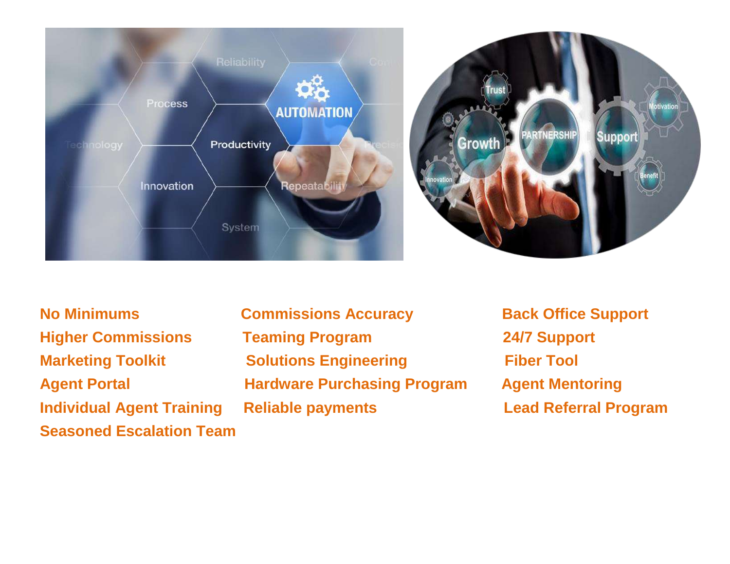**No Minimums**
**Higher Commissions**
**Marketing Toolkit**
**Agent Portal**
**Individual Agent Training**
**Seasoned Escalation Team**

**Commissions Accuracy**
**Teaming Program**
**Solutions Engineering**
**Hardware Purchasing Program**
**Reliable payments**

**Back Office Support**
**24/7 Support**
**Fiber Tool**
**Agent Mentoring**
**Lead Referral Program**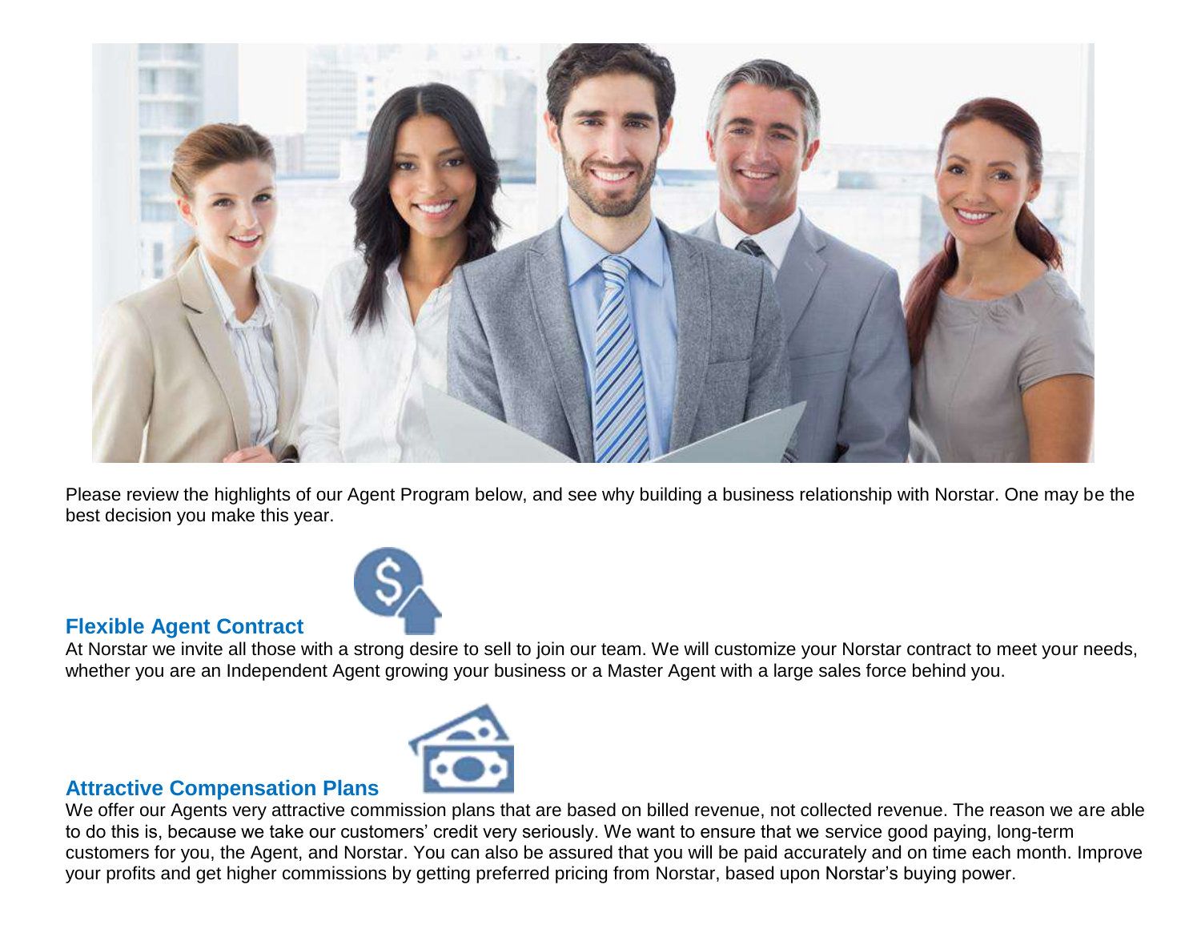Please review the highlights of our Agent Program below, and see why building a business relationship with Norstar. One may be the best decision you make this year.

## Flexible Agent Contract

At Norstar we invite all those with a strong desire to sell to join our team. We will customize your Norstar contract to meet your needs, whether you are an Independent Agent growing your business or a Master Agent with a large sales force behind you.

## Attractive Compensation Plans

We offer our Agents very attractive commission plans that are based on billed revenue, not collected revenue. The reason we are able to do this is, because we take our customers' credit very seriously. We want to ensure that we service good paying, long-term customers for you, the Agent, and Norstar. You can also be assured that you will be paid accurately and on time each month. Improve your profits and get higher commissions by getting preferred pricing from Norstar, based upon Norstar's buying power.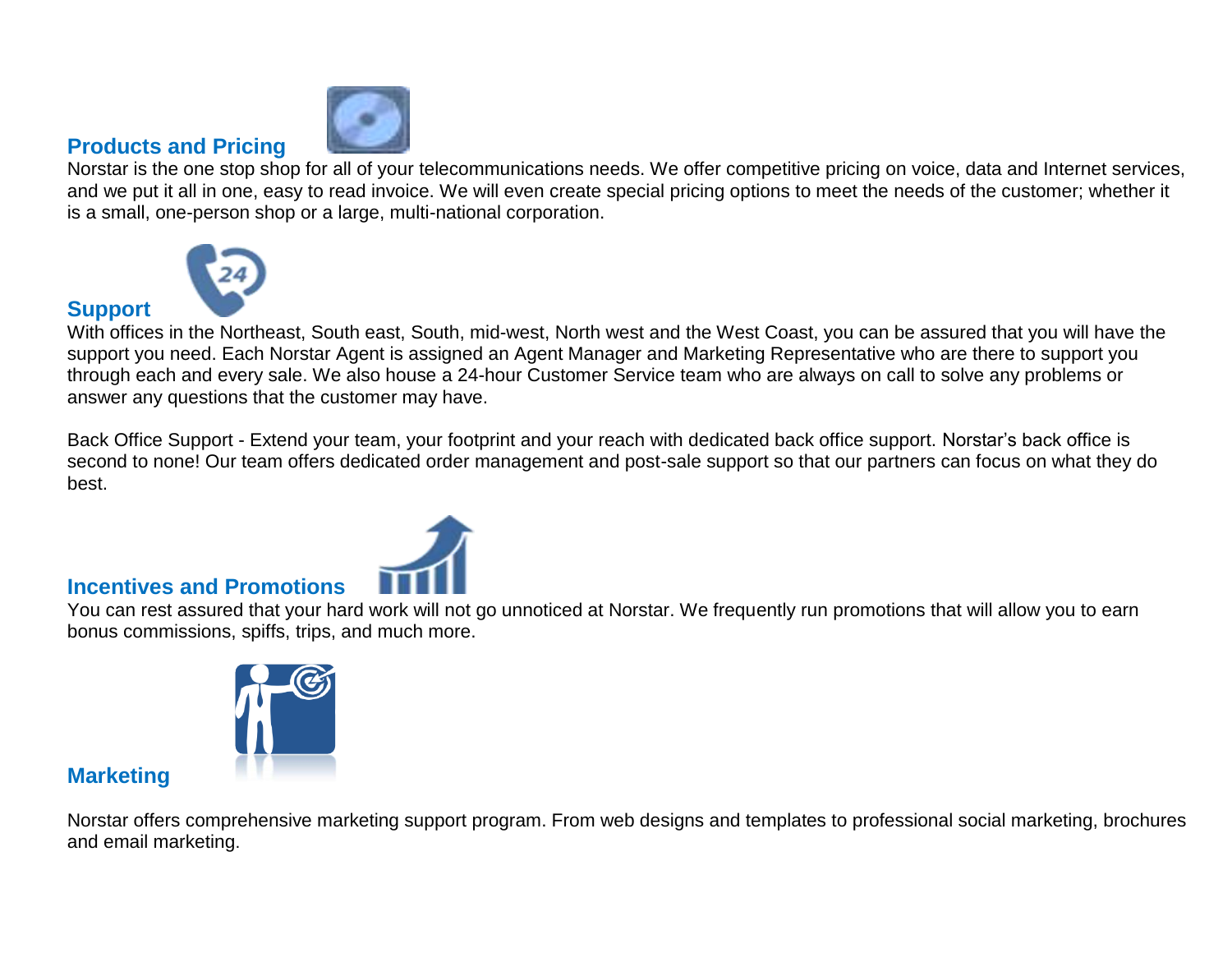## Products and Pricing

Norstar is the one stop shop for all of your telecommunications needs. We offer competitive pricing on voice, data and Internet services, and we put it all in one, easy to read invoice. We will even create special pricing options to meet the needs of the customer; whether it is a small, one-person shop or a large, multi-national corporation.

## Support

With offices in the Northeast, South east, South, mid-west, North west and the West Coast, you can be assured that you will have the support you need. Each Norstar Agent is assigned an Agent Manager and Marketing Representative who are there to support you through each and every sale. We also house a 24-hour Customer Service team who are always on call to solve any problems or answer any questions that the customer may have.

Back Office Support - Extend your team, your footprint and your reach with dedicated back office support. Norstar's back office is second to none! Our team offers dedicated order management and post-sale support so that our partners can focus on what they do best.

## Incentives and Promotions

You can rest assured that your hard work will not go unnoticed at Norstar. We frequently run promotions that will allow you to earn bonus commissions, spiffs, trips, and much more.

## Marketing

Norstar offers comprehensive marketing support program. From web designs and templates to professional social marketing, brochures and email marketing.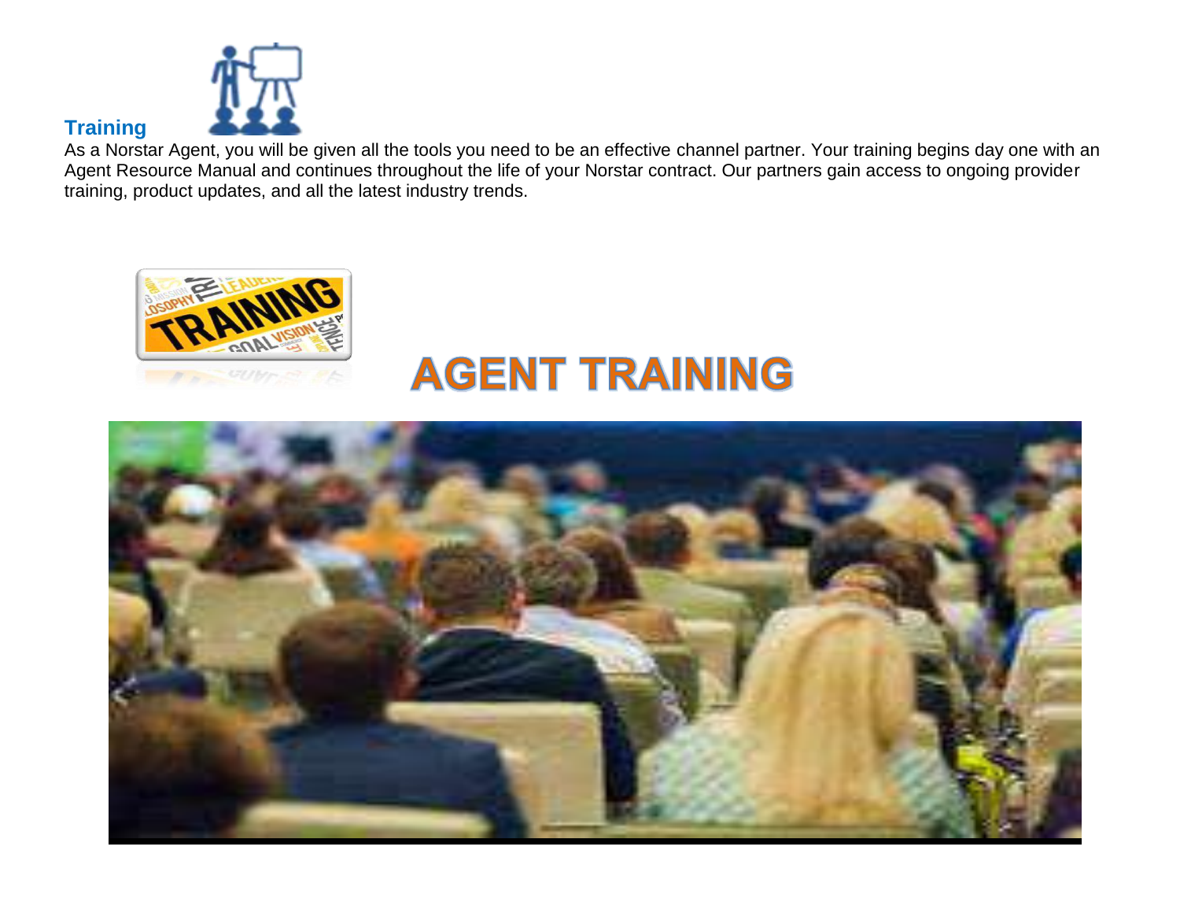## Training

As a Norstar Agent, you will be given all the tools you need to be an effective channel partner. Your training begins day one with an Agent Resource Manual and continues throughout the life of your Norstar contract. Our partners gain access to ongoing provider training, product updates, and all the latest industry trends.

# AGENT TRAINING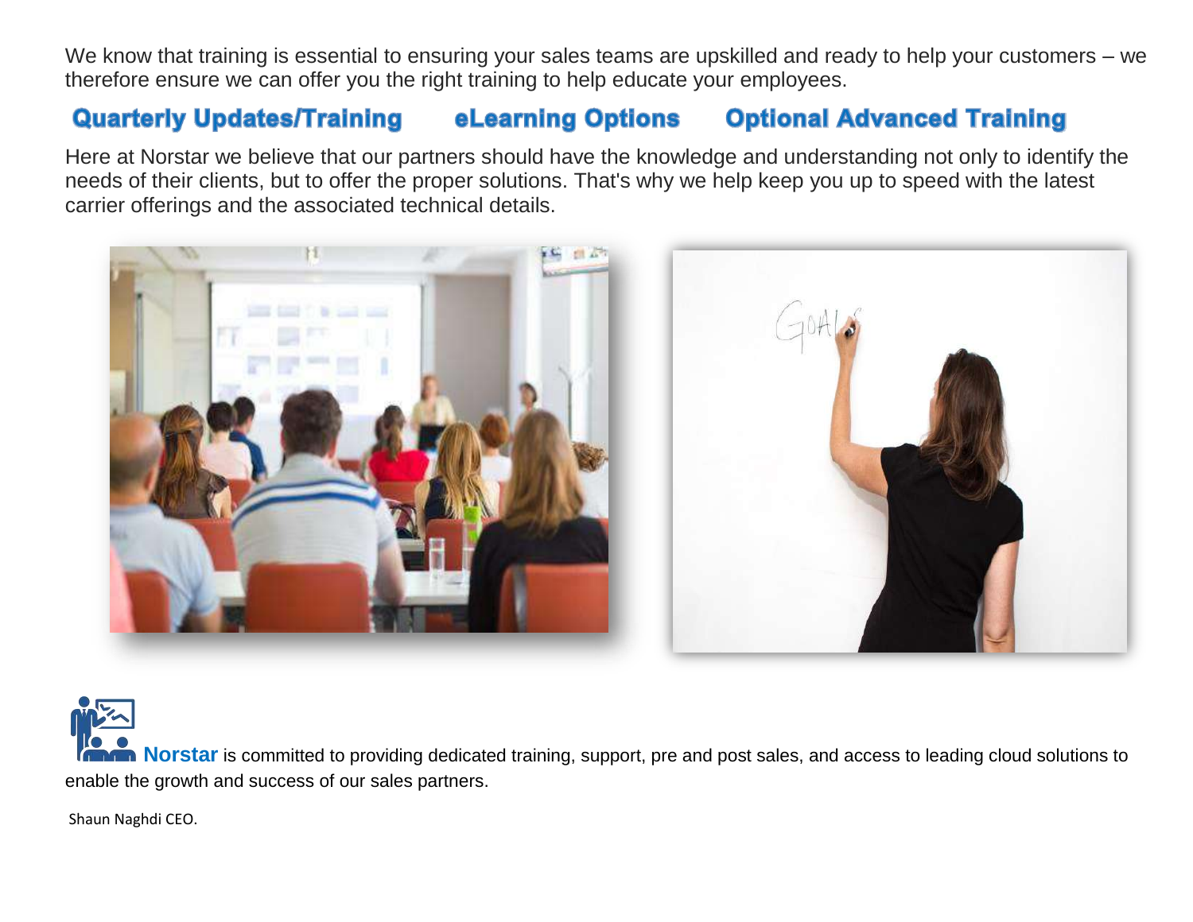We know that training is essential to ensuring your sales teams are upskilled and ready to help your customers – we therefore ensure we can offer you the right training to help educate your employees.

## Quarterly Updates/Training   eLearning Options   Optional Advanced Training

Here at Norstar we believe that our partners should have the knowledge and understanding not only to identify the needs of their clients, but to offer the proper solutions. That's why we help keep you up to speed with the latest carrier offerings and the associated technical details.

**Norstar** is committed to providing dedicated training, support, pre and post sales, and access to leading cloud solutions to enable the growth and success of our sales partners.

Shaun Naghdi CEO.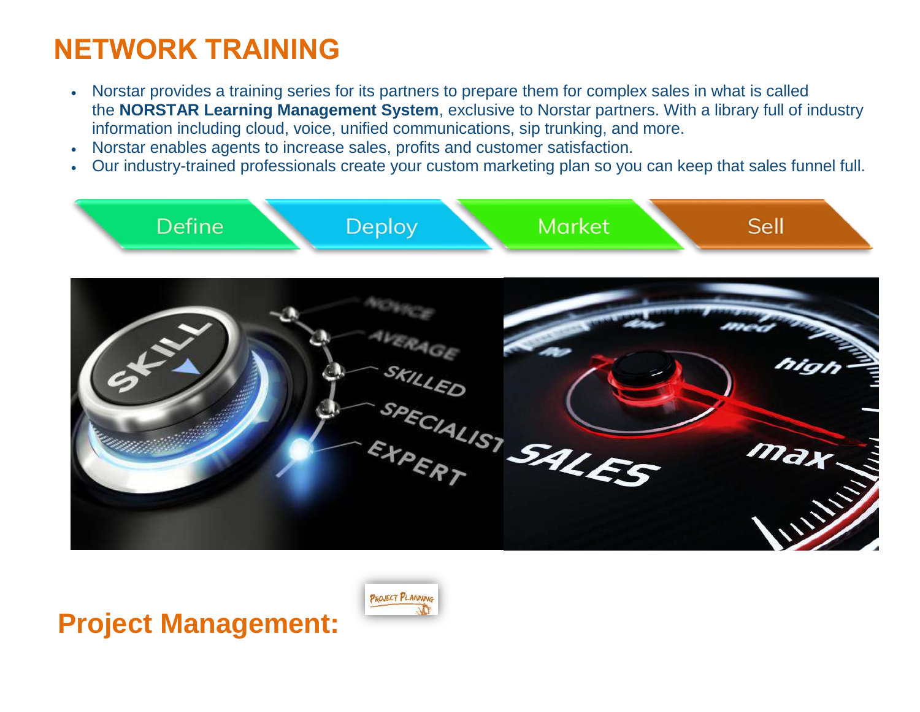# NETWORK TRAINING

- Norstar provides a training series for its partners to prepare them for complex sales in what is called the **NORSTAR Learning Management System**, exclusive to Norstar partners. With a library full of industry information including cloud, voice, unified communications, sip trunking, and more.
- Norstar enables agents to increase sales, profits and customer satisfaction.
- Our industry-trained professionals create your custom marketing plan so you can keep that sales funnel full.

Define | Deploy | Market | Sell

## Project Management: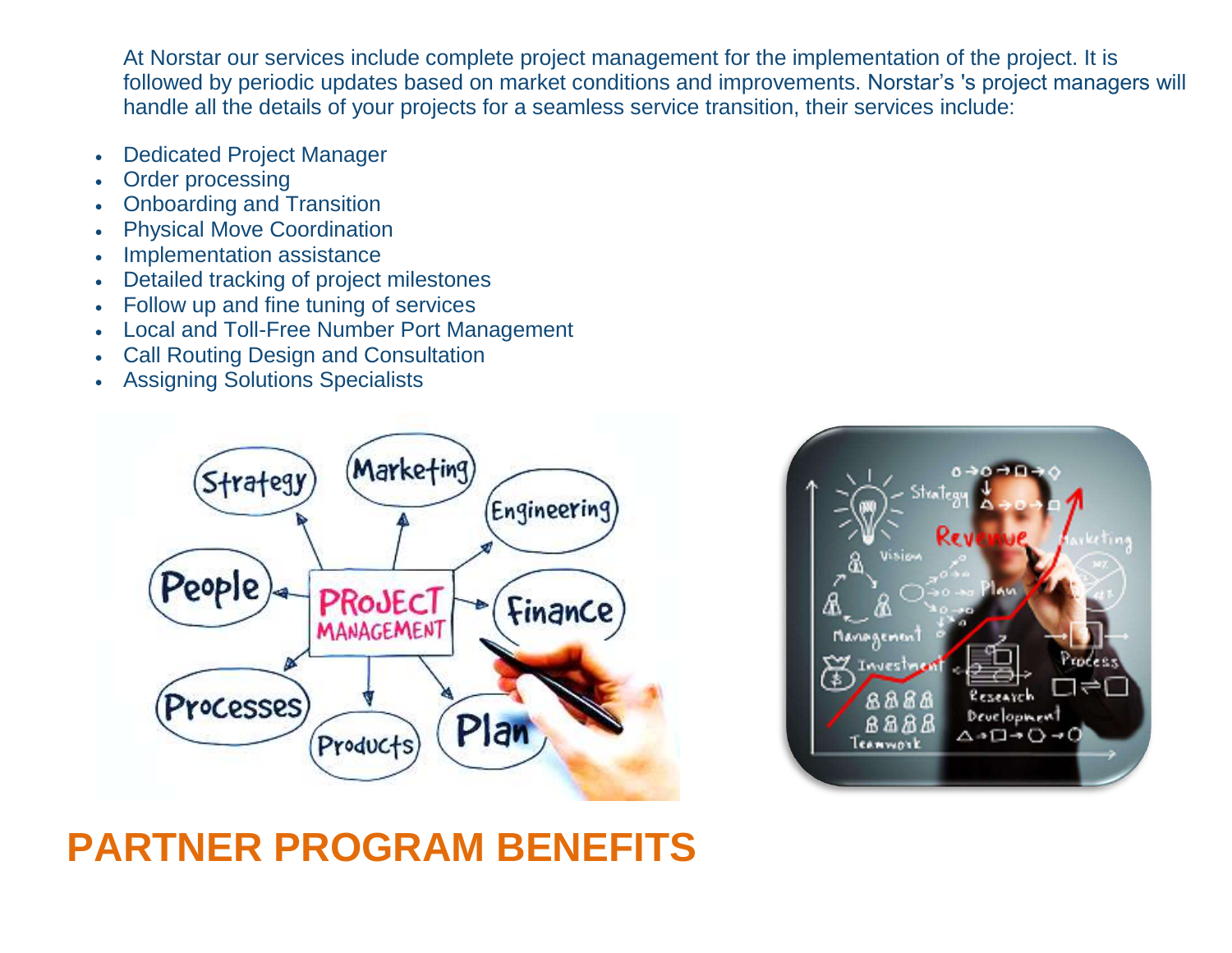At Norstar our services include complete project management for the implementation of the project. It is followed by periodic updates based on market conditions and improvements. Norstar's 's project managers will handle all the details of your projects for a seamless service transition, their services include:

- Dedicated Project Manager
- Order processing
- Onboarding and Transition
- Physical Move Coordination
- Implementation assistance
- Detailed tracking of project milestones
- Follow up and fine tuning of services
- Local and Toll-Free Number Port Management
- Call Routing Design and Consultation
- Assigning Solutions Specialists

# PARTNER PROGRAM BENEFITS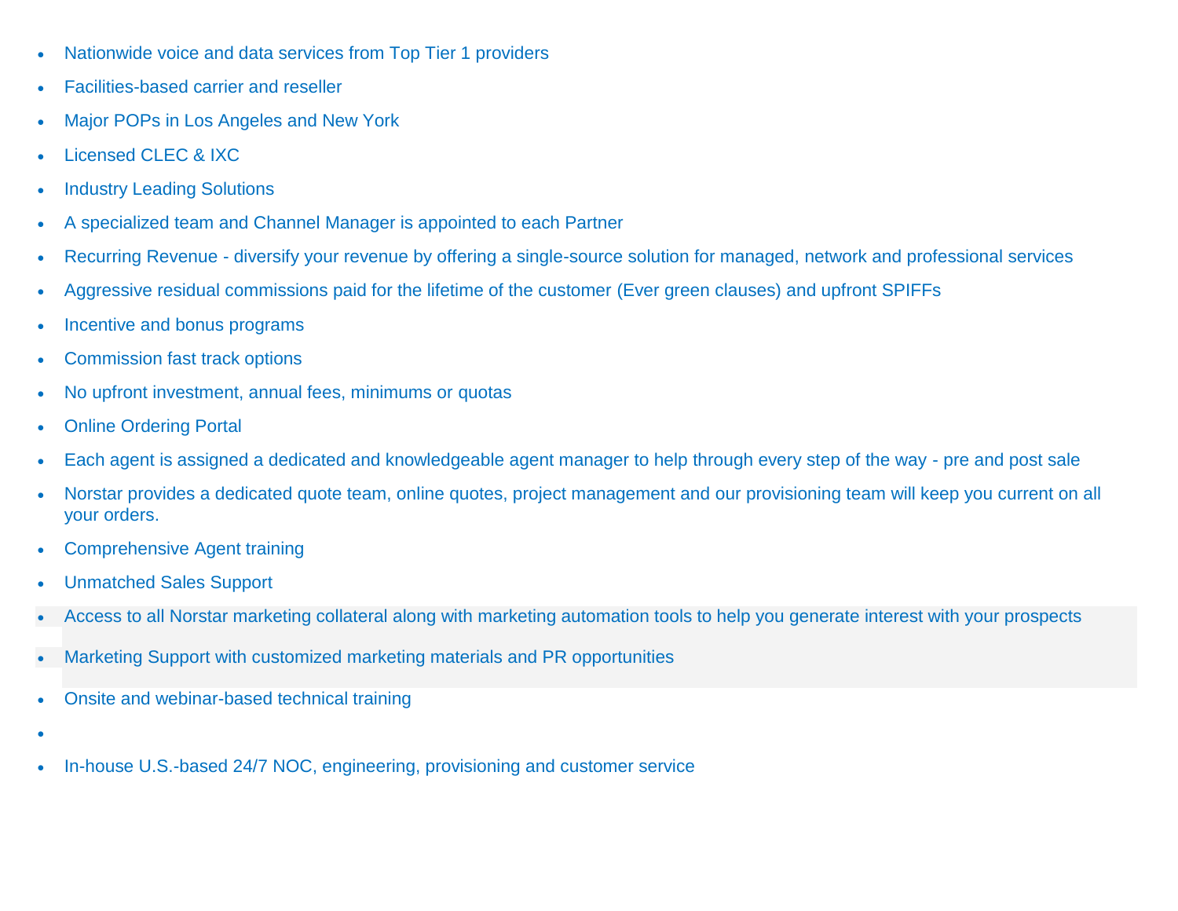- Nationwide voice and data services from Top Tier 1 providers
- Facilities-based carrier and reseller
- Major POPs in Los Angeles and New York
- Licensed CLEC & IXC
- Industry Leading Solutions
- A specialized team and Channel Manager is appointed to each Partner
- Recurring Revenue - diversify your revenue by offering a single-source solution for managed, network and professional services
- Aggressive residual commissions paid for the lifetime of the customer (Ever green clauses) and upfront SPIFFs
- Incentive and bonus programs
- Commission fast track options
- No upfront investment, annual fees, minimums or quotas
- Online Ordering Portal
- Each agent is assigned a dedicated and knowledgeable agent manager to help through every step of the way - pre and post sale
- Norstar provides a dedicated quote team, online quotes, project management and our provisioning team will keep you current on all your orders.
- Comprehensive Agent training
- Unmatched Sales Support
- Access to all Norstar marketing collateral along with marketing automation tools to help you generate interest with your prospects
- Marketing Support with customized marketing materials and PR opportunities
- Onsite and webinar-based technical training
- 
- In-house U.S.-based 24/7 NOC, engineering, provisioning and customer service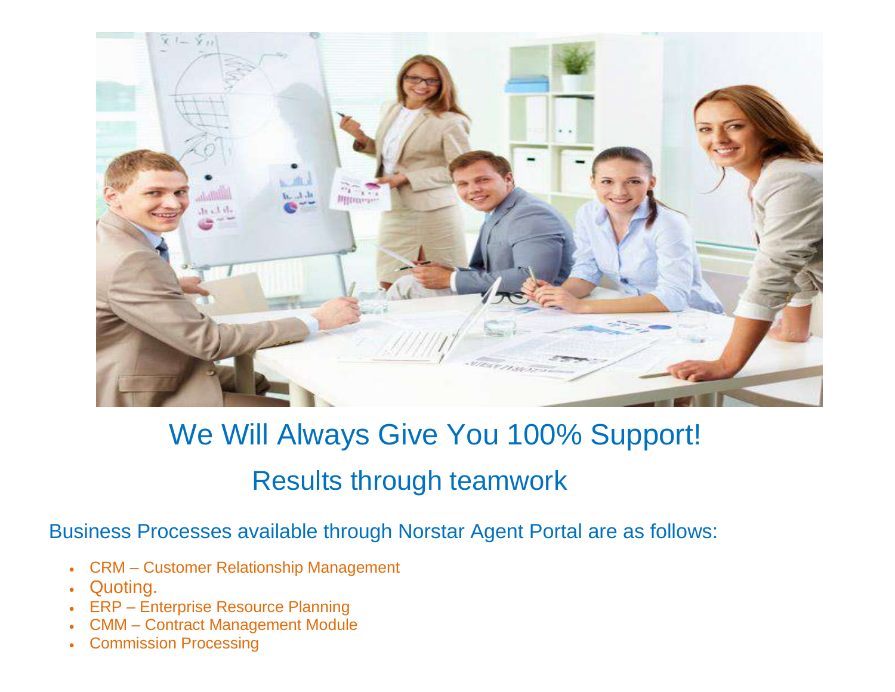## We Will Always Give You 100% Support!

### Results through teamwork

Business Processes available through Norstar Agent Portal are as follows:

- CRM – Customer Relationship Management
- Quoting.
- ERP – Enterprise Resource Planning
- CMM – Contract Management Module
- Commission Processing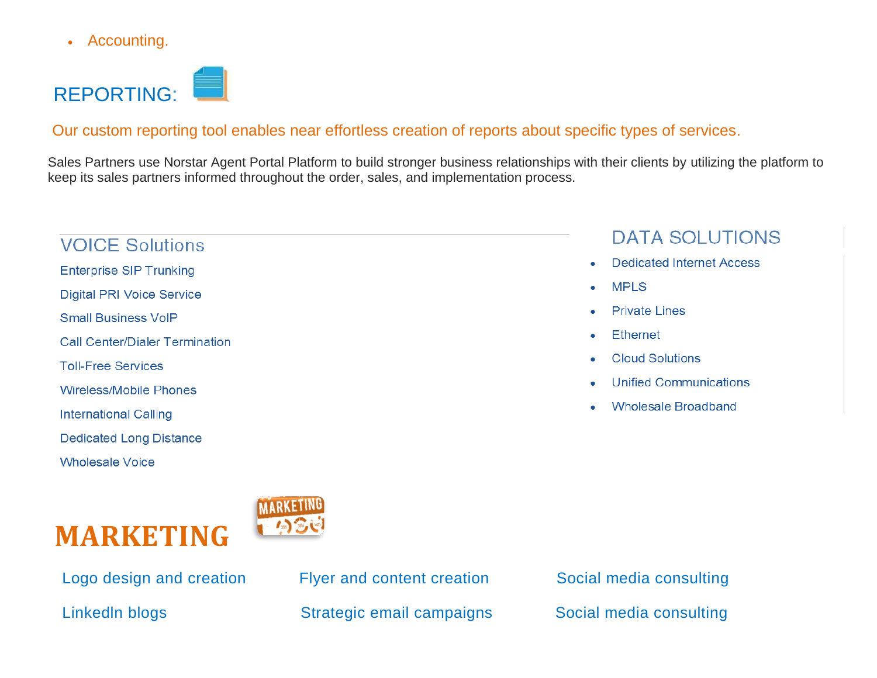- Accounting.

## REPORTING:

Our custom reporting tool enables near effortless creation of reports about specific types of services.

Sales Partners use Norstar Agent Portal Platform to build stronger business relationships with their clients by utilizing the platform to keep its sales partners informed throughout the order, sales, and implementation process.

### VOICE Solutions

Enterprise SIP Trunking

Digital PRI Voice Service

Small Business VoIP

Call Center/Dialer Termination

Toll-Free Services

Wireless/Mobile Phones

International Calling

Dedicated Long Distance

Wholesale Voice

### DATA SOLUTIONS

- Dedicated Internet Access
- MPLS
- Private Lines
- Ethernet
- Cloud Solutions
- Unified Communications
- Wholesale Broadband

## MARKETING

Logo design and creation

Flyer and content creation

Social media consulting

LinkedIn blogs

Strategic email campaigns

Social media consulting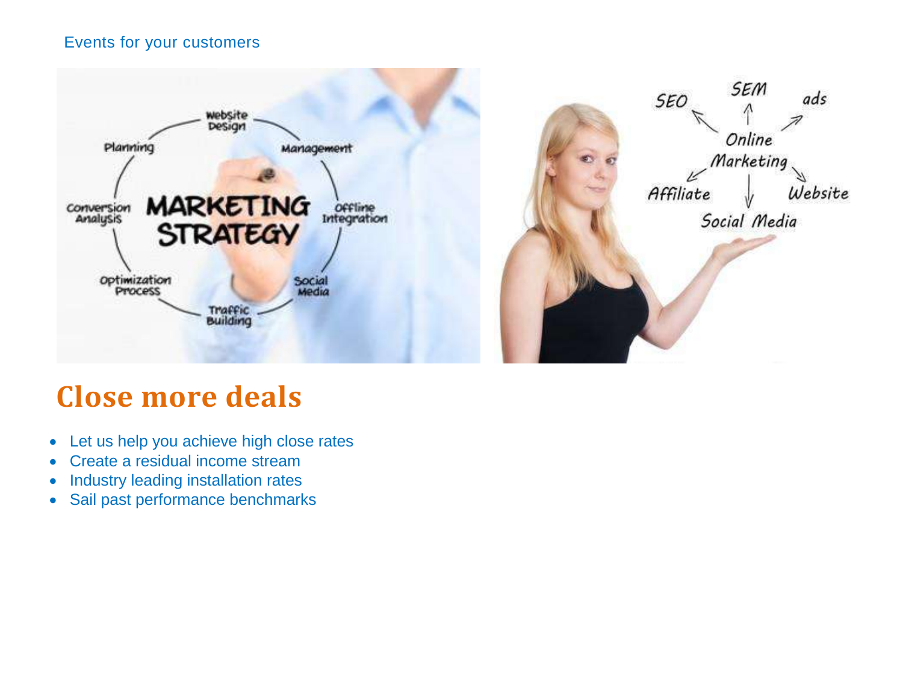Events for your customers

## Close more deals

- Let us help you achieve high close rates
- Create a residual income stream
- Industry leading installation rates
- Sail past performance benchmarks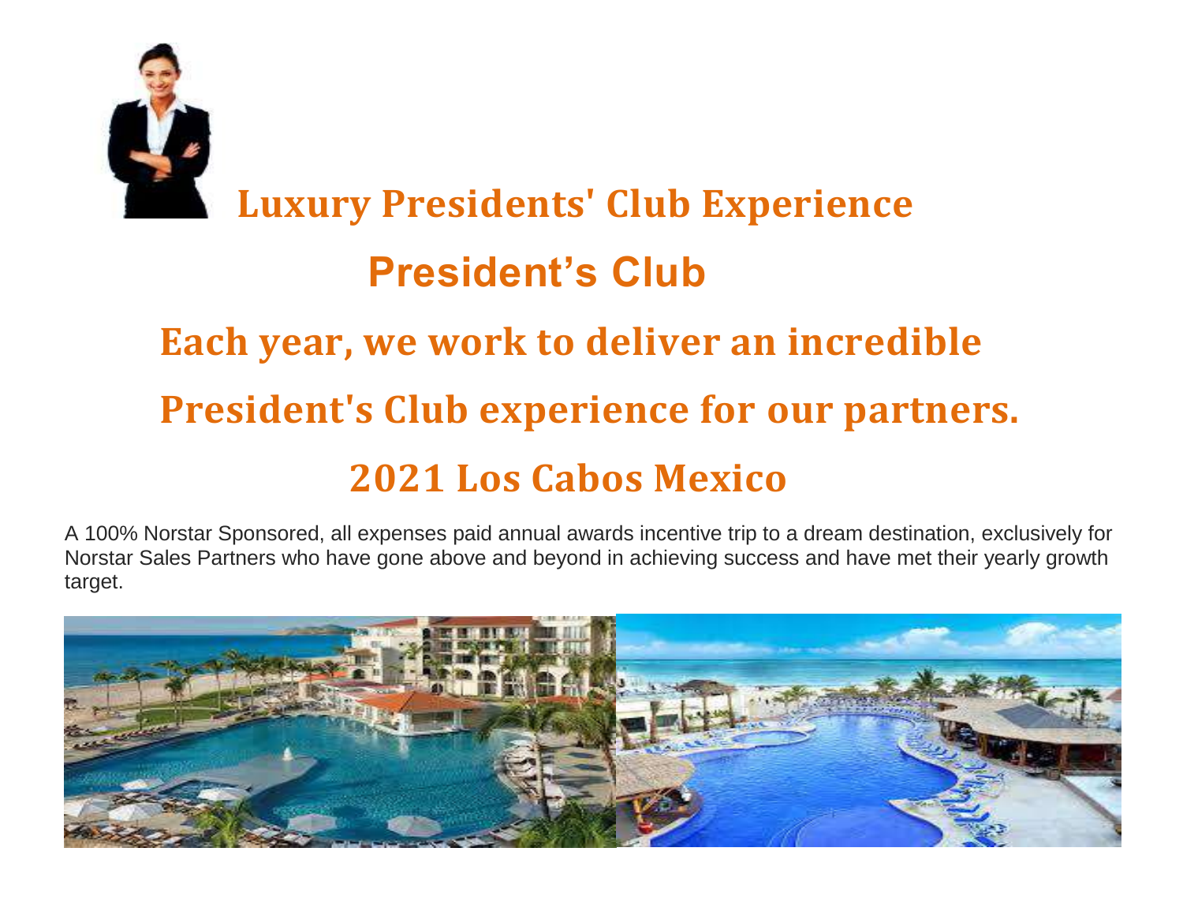# Luxury Presidents' Club Experience

## President's Club

## Each year, we work to deliver an incredible President's Club experience for our partners.

## 2021 Los Cabos Mexico

A 100% Norstar Sponsored, all expenses paid annual awards incentive trip to a dream destination, exclusively for Norstar Sales Partners who have gone above and beyond in achieving success and have met their yearly growth target.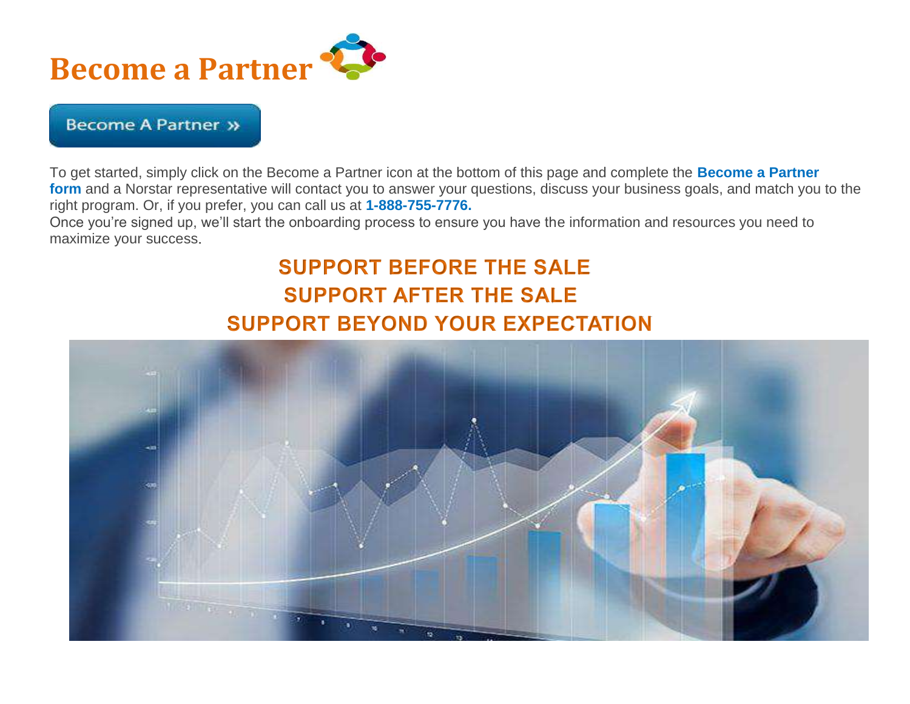# Become a Partner

Become A Partner »

To get started, simply click on the Become a Partner icon at the bottom of this page and complete the **Become a Partner form** and a Norstar representative will contact you to answer your questions, discuss your business goals, and match you to the right program. Or, if you prefer, you can call us at **1-888-755-7776.**

Once you're signed up, we'll start the onboarding process to ensure you have the information and resources you need to maximize your success.

## SUPPORT BEFORE THE SALE
## SUPPORT AFTER THE SALE
## SUPPORT BEYOND YOUR EXPECTATION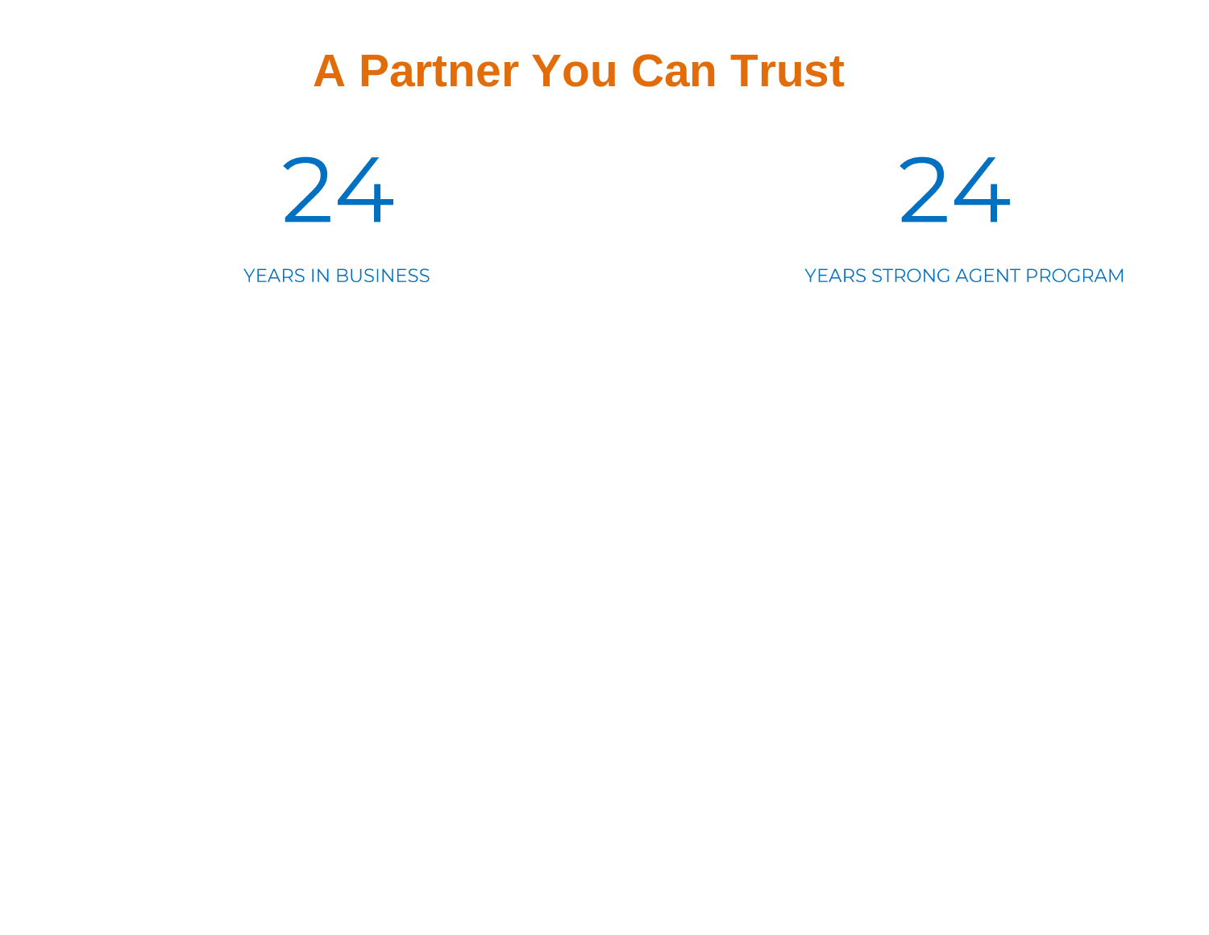# A Partner You Can Trust

24

YEARS IN BUSINESS

24

YEARS STRONG AGENT PROGRAM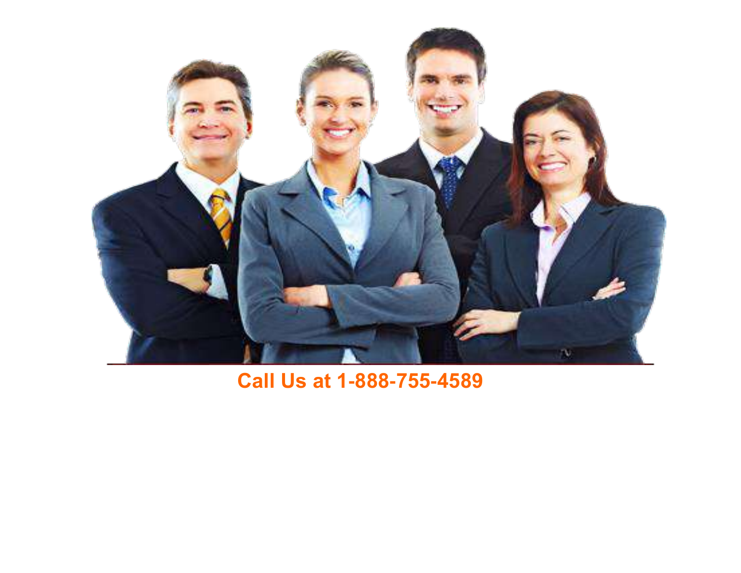**Call Us at 1-888-755-4589**